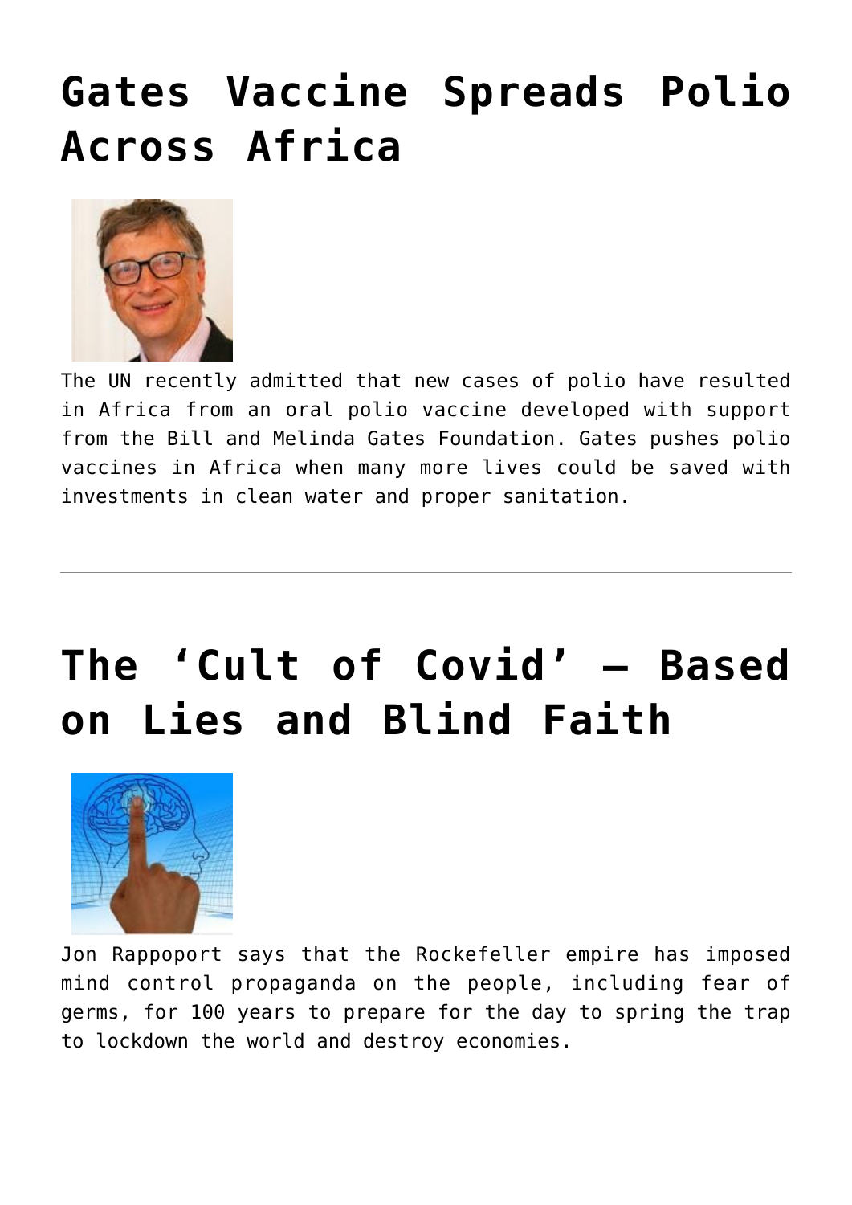# Gates Vaccine Spreads Polio Across Africa

The UN recently admitted that new cases of polio have resulted in Africa from an oral polio vaccine developed with support from the Bill and Melinda Gates Foundation. Gates pushes polio vaccines in Africa when many more lives could be saved with investments in clean water and proper sanitation.

---

# The 'Cult of Covid' – Based on Lies and Blind Faith

Jon Rappoport says that the Rockefeller empire has imposed mind control propaganda on the people, including fear of germs, for 100 years to prepare for the day to spring the trap to lockdown the world and destroy economies.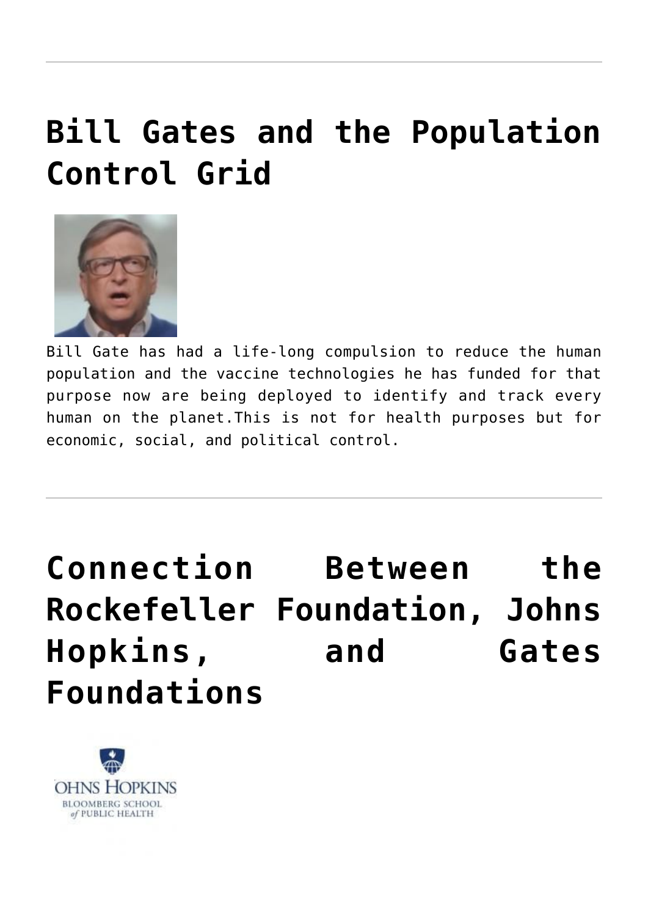# Bill Gates and the Population Control Grid

Bill Gate has had a life-long compulsion to reduce the human population and the vaccine technologies he has funded for that purpose now are being deployed to identify and track every human on the planet.This is not for health purposes but for economic, social, and political control.

---

# Connection Between the Rockefeller Foundation, Johns Hopkins, and Gates Foundations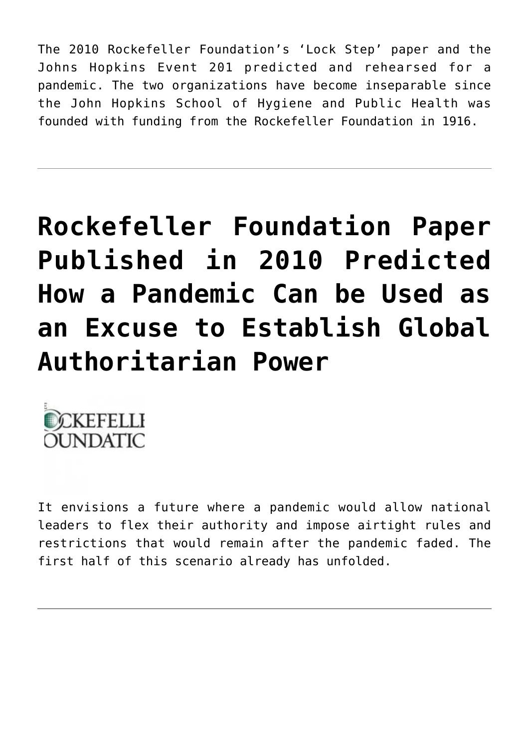The 2010 Rockefeller Foundation's 'Lock Step' paper and the Johns Hopkins Event 201 predicted and rehearsed for a pandemic. The two organizations have become inseparable since the John Hopkins School of Hygiene and Public Health was founded with funding from the Rockefeller Foundation in 1916.

---

# Rockefeller Foundation Paper Published in 2010 Predicted How a Pandemic Can be Used as an Excuse to Establish Global Authoritarian Power

It envisions a future where a pandemic would allow national leaders to flex their authority and impose airtight rules and restrictions that would remain after the pandemic faded. The first half of this scenario already has unfolded.

---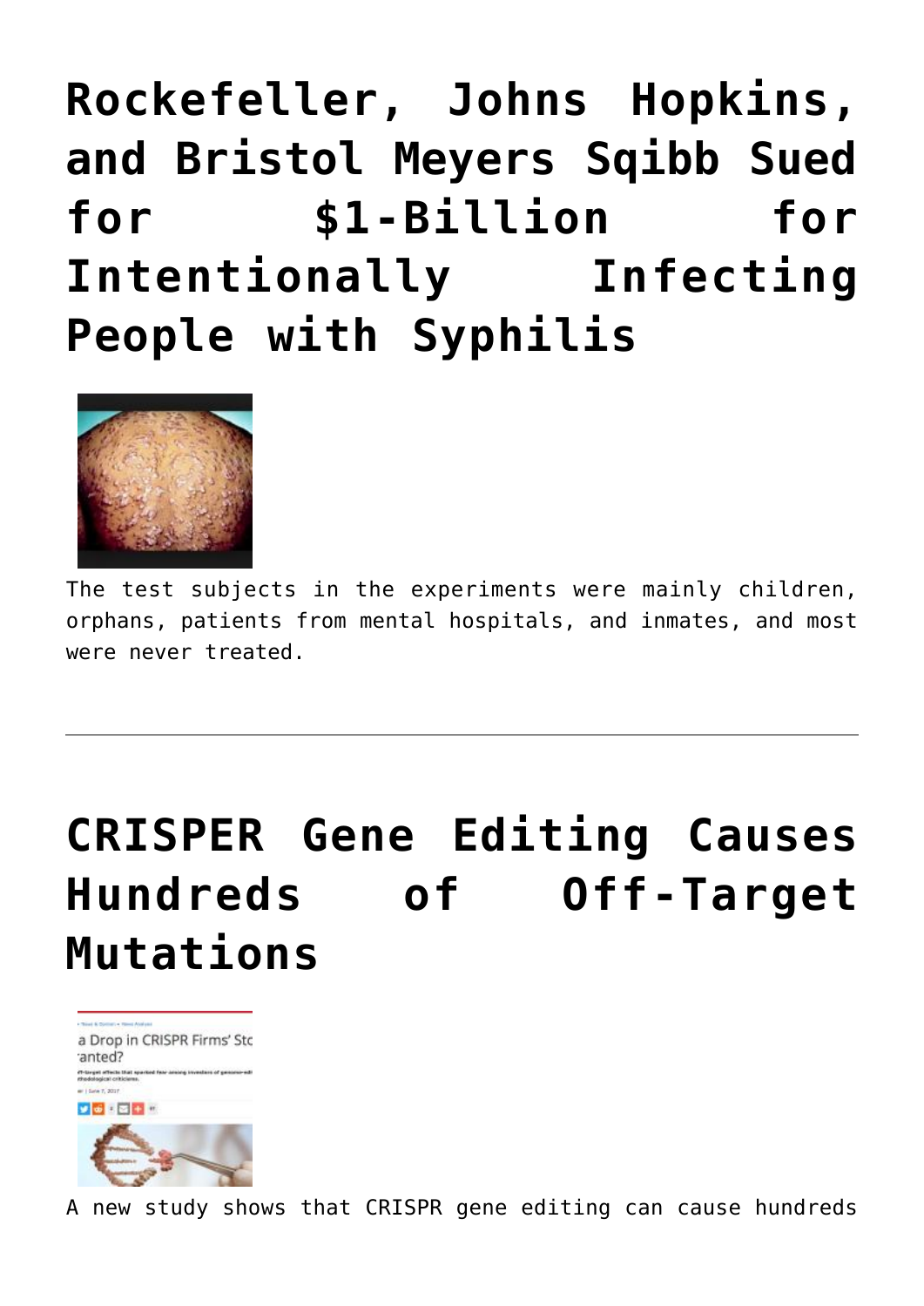# Rockefeller, Johns Hopkins, and Bristol Meyers Sqibb Sued for $1-Billion for Intentionally Infecting People with Syphilis

The test subjects in the experiments were mainly children, orphans, patients from mental hospitals, and inmates, and most were never treated.

---

# CRISPER Gene Editing Causes Hundreds of Off-Target Mutations

A new study shows that CRISPR gene editing can cause hundreds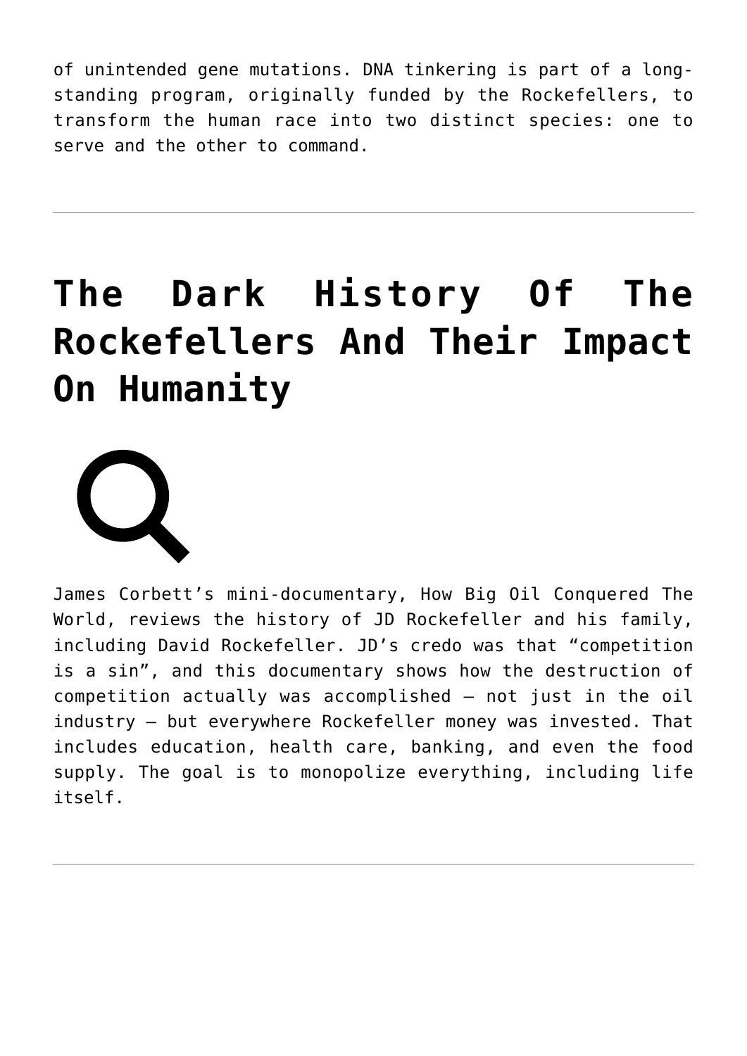of unintended gene mutations. DNA tinkering is part of a long-standing program, originally funded by the Rockefellers, to transform the human race into two distinct species: one to serve and the other to command.

---

# The Dark History Of The Rockefellers And Their Impact On Humanity

James Corbett's mini-documentary, How Big Oil Conquered The World, reviews the history of JD Rockefeller and his family, including David Rockefeller. JD's credo was that "competition is a sin", and this documentary shows how the destruction of competition actually was accomplished — not just in the oil industry — but everywhere Rockefeller money was invested. That includes education, health care, banking, and even the food supply. The goal is to monopolize everything, including life itself.

---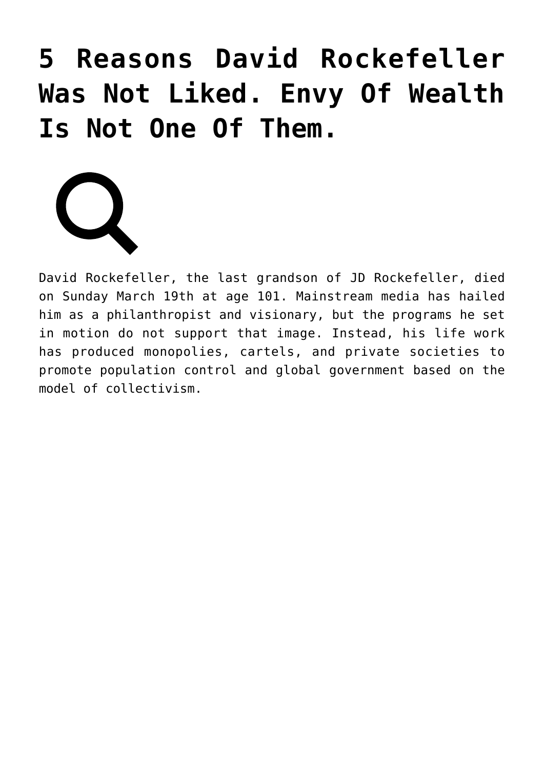# 5 Reasons David Rockefeller Was Not Liked. Envy Of Wealth Is Not One Of Them.

David Rockefeller, the last grandson of JD Rockefeller, died on Sunday March 19th at age 101. Mainstream media has hailed him as a philanthropist and visionary, but the programs he set in motion do not support that image. Instead, his life work has produced monopolies, cartels, and private societies to promote population control and global government based on the model of collectivism.